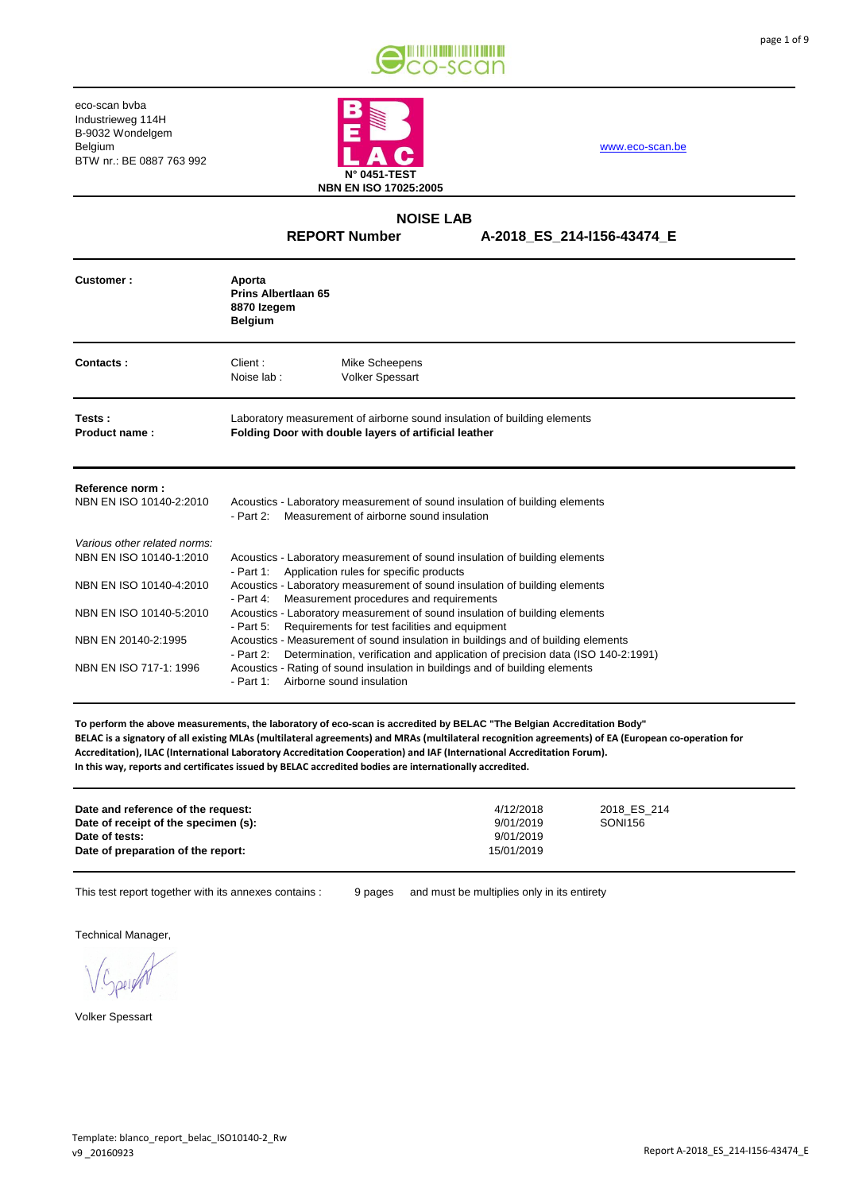eco-scan bvba
Industrieweg 114H
B-9032 Wondelgem
Belgium
BTW nr.: BE 0887 763 992

**N° 0451-TEST**
**NBN EN ISO 17025:2005**

www.eco-scan.be

## NOISE LAB

**REPORT Number** **A-2018_ES_214-I156-43474_E**

| | |
|---|---|
| **Customer :** | **Aporta**<br>**Prins Albertlaan 65**<br>**8870 Izegem**<br>**Belgium** |
| **Contacts :** | Client : Mike Scheepens<br>Noise lab : Volker Spessart |
| **Tests :** | Laboratory measurement of airborne sound insulation of building elements |
| **Product name :** | **Folding Door with double layers of artificial leather** |

**Reference norm :**

| | |
|---|---|
| NBN EN ISO 10140-2:2010 | Acoustics - Laboratory measurement of sound insulation of building elements<br>- Part 2: Measurement of airborne sound insulation |

*Various other related norms:*

| | |
|---|---|
| NBN EN ISO 10140-1:2010 | Acoustics - Laboratory measurement of sound insulation of building elements<br>- Part 1: Application rules for specific products |
| NBN EN ISO 10140-4:2010 | Acoustics - Laboratory measurement of sound insulation of building elements<br>- Part 4: Measurement procedures and requirements |
| NBN EN ISO 10140-5:2010 | Acoustics - Laboratory measurement of sound insulation of building elements<br>- Part 5: Requirements for test facilities and equipment |
| NBN EN 20140-2:1995 | Acoustics - Measurement of sound insulation in buildings and of building elements<br>- Part 2: Determination, verification and application of precision data (ISO 140-2:1991) |
| NBN EN ISO 717-1: 1996 | Acoustics - Rating of sound insulation in buildings and of building elements<br>- Part 1: Airborne sound insulation |

**To perform the above measurements, the laboratory of eco-scan is accredited by BELAC "The Belgian Accreditation Body"**
**BELAC is a signatory of all existing MLAs (multilateral agreements) and MRAs (multilateral recognition agreements) of EA (European co-operation for Accreditation), ILAC (International Laboratory Accreditation Cooperation) and IAF (International Accreditation Forum).**
**In this way, reports and certificates issued by BELAC accredited bodies are internationally accredited.**

| | | |
|---|---|---|
| **Date and reference of the request:** | 4/12/2018 | 2018_ES_214 |
| **Date of receipt of the specimen (s):** | 9/01/2019 | SONI156 |
| **Date of tests:** | 9/01/2019 | |
| **Date of preparation of the report:** | 15/01/2019 | |

This test report together with its annexes contains : 9 pages and must be multiplies only in its entirety

Technical Manager,

Volker Spessart

Template: blanco_report_belac_ISO10140-2_Rw
v9 _20160923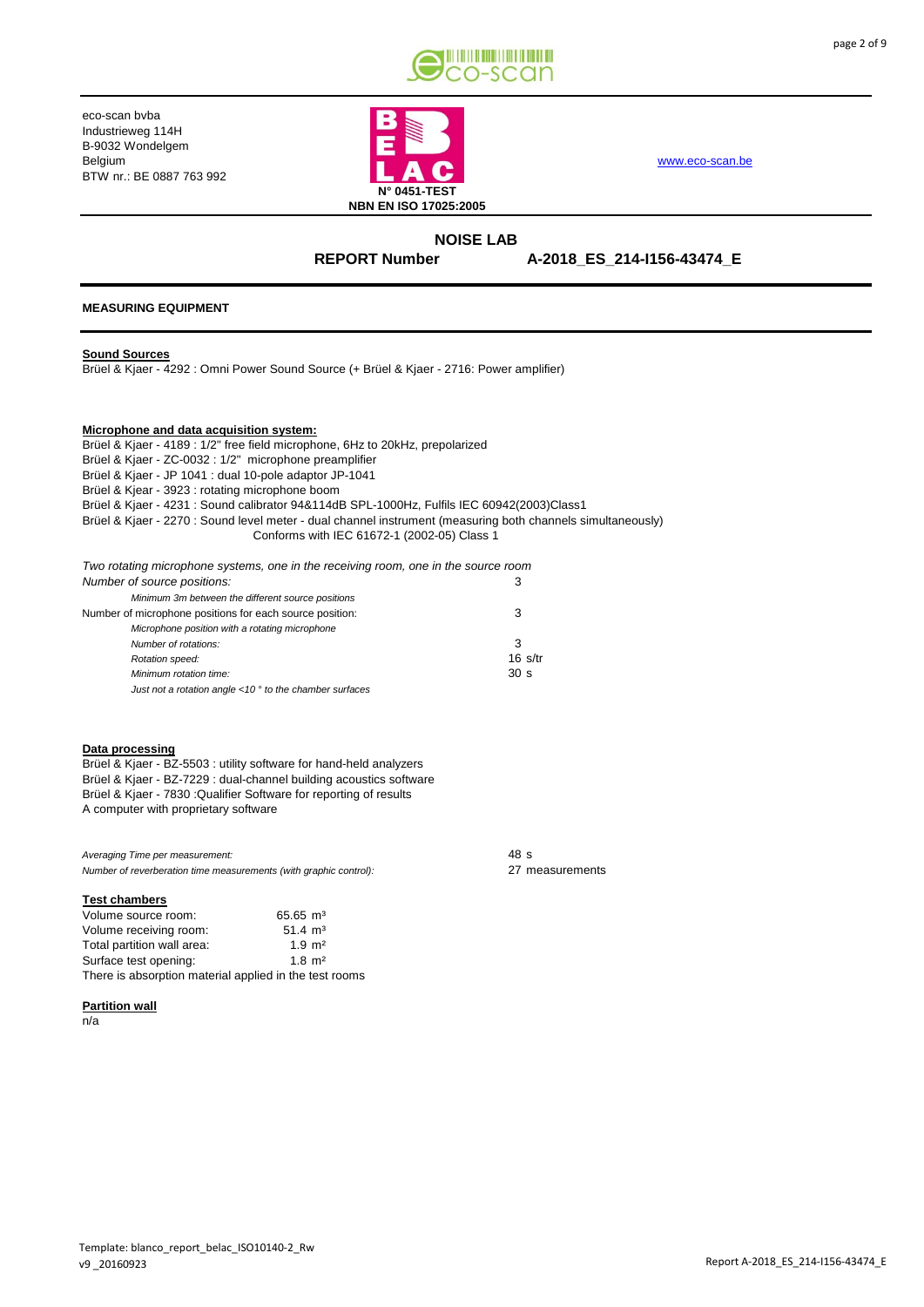eco-scan bvba
Industrieweg 114H
B-9032 Wondelgem
Belgium
BTW nr.: BE 0887 763 992

N° 0451-TEST
NBN EN ISO 17025:2005

www.eco-scan.be

# NOISE LAB

**REPORT Number A-2018_ES_214-I156-43474_E**

## MEASURING EQUIPMENT

**Sound Sources**

Brüel & Kjaer - 4292 : Omni Power Sound Source (+ Brüel & Kjaer - 2716: Power amplifier)

**Microphone and data acquisition system:**

Brüel & Kjaer - 4189 : 1/2" free field microphone, 6Hz to 20kHz, prepolarized
Brüel & Kjaer - ZC-0032 : 1/2" microphone preamplifier
Brüel & Kjaer - JP 1041 : dual 10-pole adaptor JP-1041
Brüel & Kjear - 3923 : rotating microphone boom
Brüel & Kjaer - 4231 : Sound calibrator 94&114dB SPL-1000Hz, Fulfils IEC 60942(2003)Class1
Brüel & Kjaer - 2270 : Sound level meter - dual channel instrument (measuring both channels simultaneously)
Conforms with IEC 61672-1 (2002-05) Class 1

*Two rotating microphone systems, one in the receiving room, one in the source room*

| | |
|---|---|
| *Number of source positions:* | 3 |
| *Minimum 3m between the different source positions* | |
| Number of microphone positions for each source position: | 3 |
| *Microphone position with a rotating microphone* | |
| *Number of rotations:* | 3 |
| *Rotation speed:* | 16 s/tr |
| *Minimum rotation time:* | 30 s |
| *Just not a rotation angle <10 ° to the chamber surfaces* | |

**Data processing**

Brüel & Kjaer - BZ-5503 : utility software for hand-held analyzers
Brüel & Kjaer - BZ-7229 : dual-channel building acoustics software
Brüel & Kjaer - 7830 :Qualifier Software for reporting of results
A computer with proprietary software

| | |
|---|---|
| *Averaging Time per measurement:* | 48 s |
| *Number of reverberation time measurements (with graphic control):* | 27 measurements |

**Test chambers**

| | |
|---|---|
| Volume source room: | 65.65 m³ |
| Volume receiving room: | 51.4 m³ |
| Total partition wall area: | 1.9 m² |
| Surface test opening: | 1.8 m² |

There is absorption material applied in the test rooms

**Partition wall**

n/a

Template: blanco_report_belac_ISO10140-2_Rw
v9 _20160923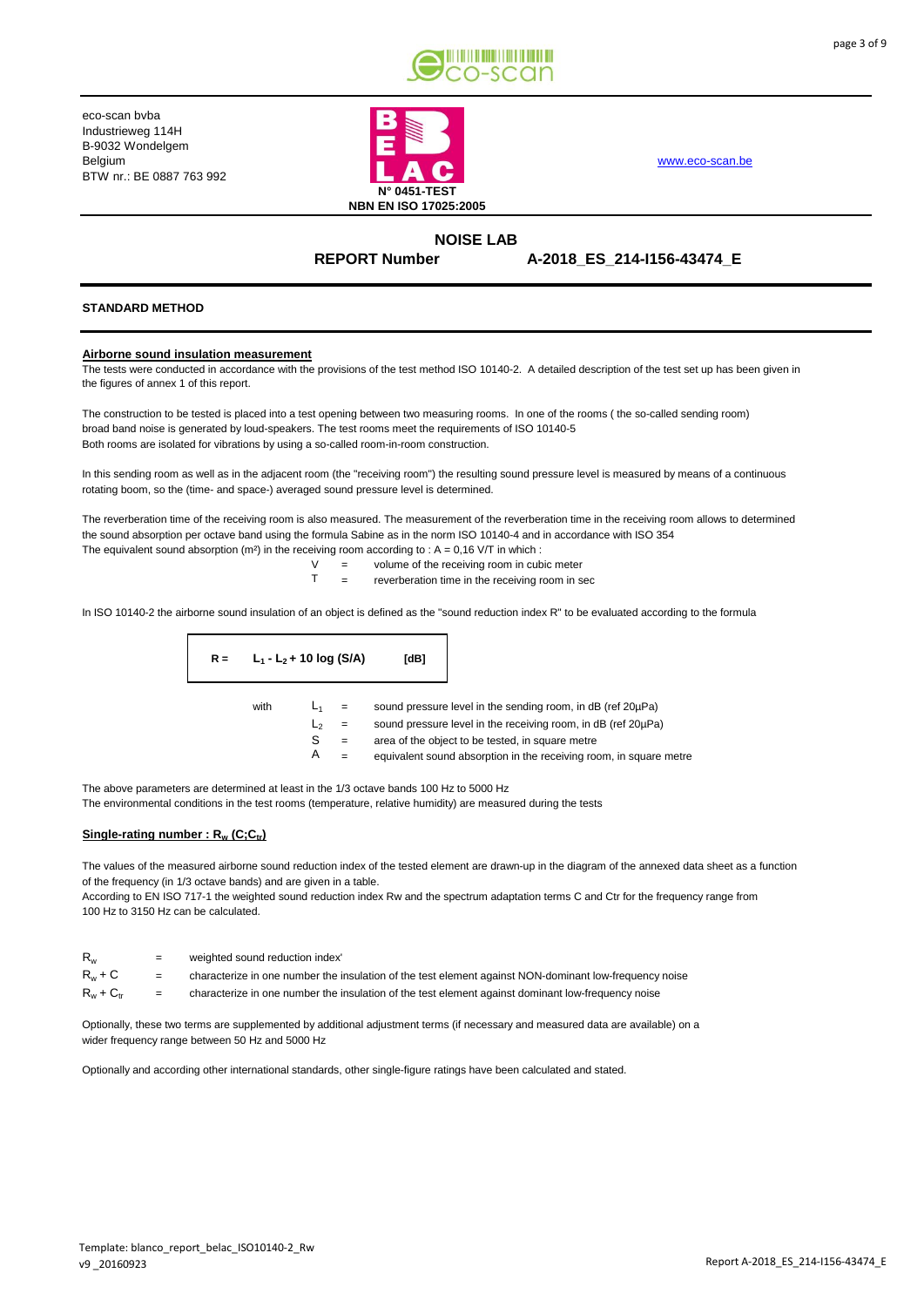eco-scan bvba
Industrieweg 114H
B-9032 Wondelgem
Belgium
BTW nr.: BE 0887 763 992

N° 0451-TEST
NBN EN ISO 17025:2005

www.eco-scan.be

## NOISE LAB

**REPORT Number** **A-2018_ES_214-I156-43474_E**

### STANDARD METHOD

**Airborne sound insulation measurement**

The tests were conducted in accordance with the provisions of the test method ISO 10140-2. A detailed description of the test set up has been given in the figures of annex 1 of this report.

The construction to be tested is placed into a test opening between two measuring rooms. In one of the rooms ( the so-called sending room) broad band noise is generated by loud-speakers. The test rooms meet the requirements of ISO 10140-5
Both rooms are isolated for vibrations by using a so-called room-in-room construction.

In this sending room as well as in the adjacent room (the "receiving room") the resulting sound pressure level is measured by means of a continuous rotating boom, so the (time- and space-) averaged sound pressure level is determined.

The reverberation time of the receiving room is also measured. The measurement of the reverberation time in the receiving room allows to determined the sound absorption per octave band using the formula Sabine as in the norm ISO 10140-4 and in accordance with ISO 354
The equivalent sound absorption (m²) in the receiving room according to : $A = 0{,}16\ V/T$ in which :

$V$ = volume of the receiving room in cubic meter
$T$ = reverberation time in the receiving room in sec

In ISO 10140-2 the airborne sound insulation of an object is defined as the "sound reduction index R" to be evaluated according to the formula

$$R = L_1 - L_2 + 10 \log (S/A) \quad \text{[dB]}$$

with
$L_1$ = sound pressure level in the sending room, in dB (ref 20µPa)
$L_2$ = sound pressure level in the receiving room, in dB (ref 20µPa)
$S$ = area of the object to be tested, in square metre
$A$ = equivalent sound absorption in the receiving room, in square metre

The above parameters are determined at least in the 1/3 octave bands 100 Hz to 5000 Hz
The environmental conditions in the test rooms (temperature, relative humidity) are measured during the tests

**Single-rating number : $R_w$ $(C;C_{tr})$**

The values of the measured airborne sound reduction index of the tested element are drawn-up in the diagram of the annexed data sheet as a function of the frequency (in 1/3 octave bands) and are given in a table.
According to EN ISO 717-1 the weighted sound reduction index Rw and the spectrum adaptation terms C and Ctr for the frequency range from 100 Hz to 3150 Hz can be calculated.

$R_w$ = weighted sound reduction index'
$R_w + C$ = characterize in one number the insulation of the test element against NON-dominant low-frequency noise
$R_w + C_{tr}$ = characterize in one number the insulation of the test element against dominant low-frequency noise

Optionally, these two terms are supplemented by additional adjustment terms (if necessary and measured data are available) on a wider frequency range between 50 Hz and 5000 Hz

Optionally and according other international standards, other single-figure ratings have been calculated and stated.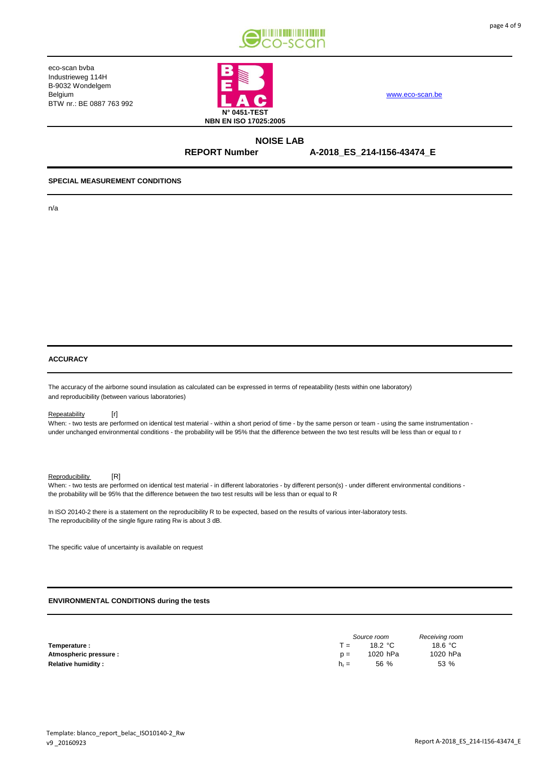eco-scan bvba
Industrieweg 114H
B-9032 Wondelgem
Belgium
BTW nr.: BE 0887 763 992

N° 0451-TEST
NBN EN ISO 17025:2005

www.eco-scan.be

## NOISE LAB

**REPORT Number** **A-2018_ES_214-I156-43474_E**

### SPECIAL MEASUREMENT CONDITIONS

n/a

### ACCURACY

The accuracy of the airborne sound insulation as calculated can be expressed in terms of repeatability (tests within one laboratory) and reproducibility (between various laboratories)

Repeatability [r]

When: - two tests are performed on identical test material - within a short period of time - by the same person or team - using the same instrumentation - under unchanged environmental conditions - the probability will be 95% that the difference between the two test results will be less than or equal to r

Reproducibility [R]

When: - two tests are performed on identical test material - in different laboratories - by different person(s) - under different environmental conditions - the probability will be 95% that the difference between the two test results will be less than or equal to R

In ISO 20140-2 there is a statement on the reproducibility R to be expected, based on the results of various inter-laboratory tests.
The reproducibility of the single figure rating Rw is about 3 dB.

The specific value of uncertainty is available on request

### ENVIRONMENTAL CONDITIONS during the tests

| | | *Source room* | *Receiving room* |
|---|---|---|---|
| **Temperature :** | $T =$ | 18.2 °C | 18.6 °C |
| **Atmospheric pressure :** | $p =$ | 1020 hPa | 1020 hPa |
| **Relative humidity :** | $h_r =$ | 56 % | 53 % |

Template: blanco_report_belac_ISO10140-2_Rw
v9 _20160923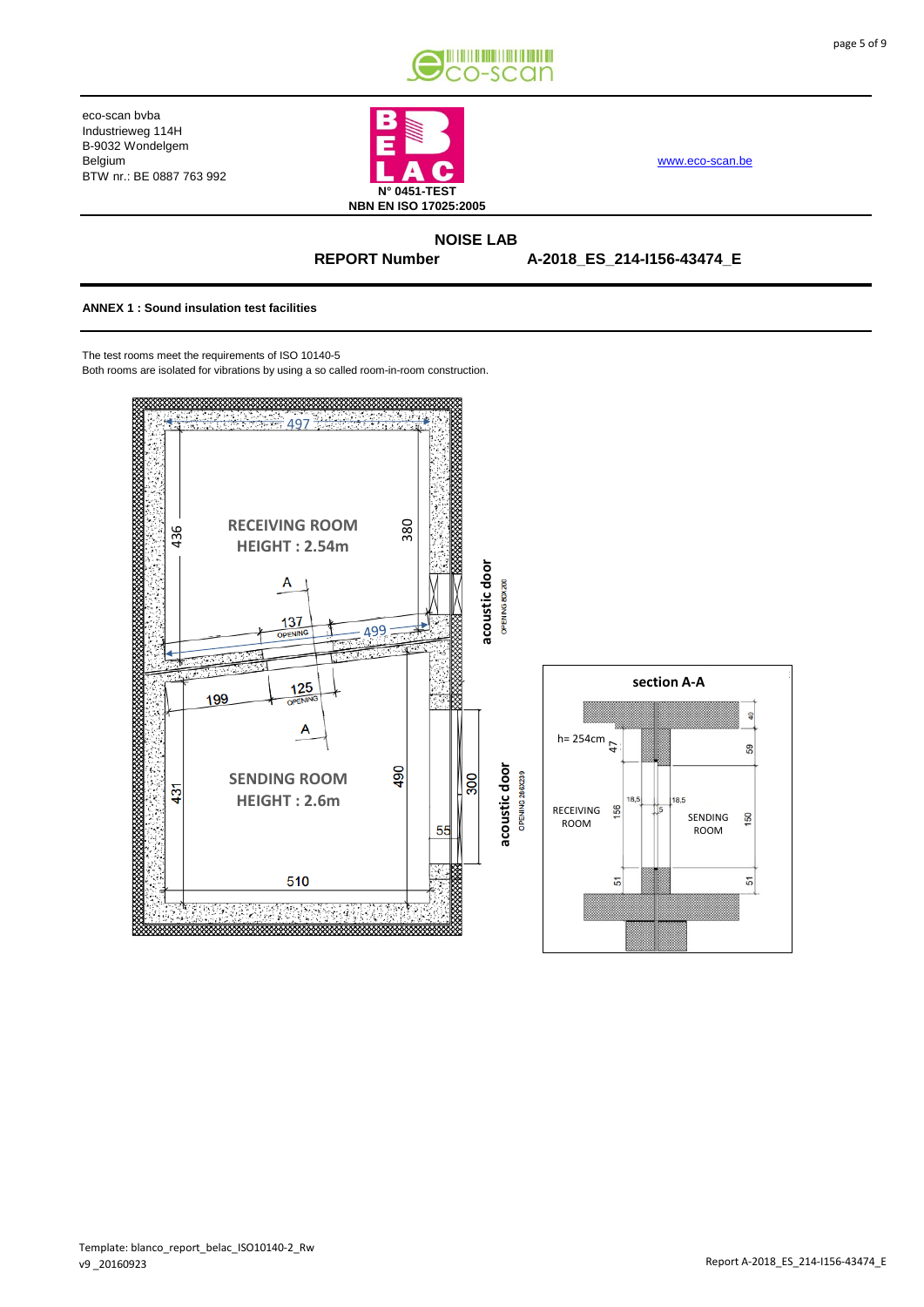eco-scan bvba
Industrieweg 114H
B-9032 Wondelgem
Belgium
BTW nr.: BE 0887 763 992

N° 0451-TEST
NBN EN ISO 17025:2005

www.eco-scan.be

**NOISE LAB**

**REPORT Number** **A-2018_ES_214-I156-43474_E**

**ANNEX 1 : Sound insulation test facilities**

The test rooms meet the requirements of ISO 10140-5
Both rooms are isolated for vibrations by using a so called room-in-room construction.

RECEIVING ROOM
HEIGHT : 2.54m

SENDING ROOM
HEIGHT : 2.6m

acoustic door
OPENING 80X200

acoustic door
OPENING 286X239

497 436 380 137 OPENING 499 A 125 OPENING 199 A 431 490 300 55 510

section A-A

h= 254cm

RECEIVING ROOM

SENDING ROOM

47 156 51 18,5 18,5 5 40 59 150 51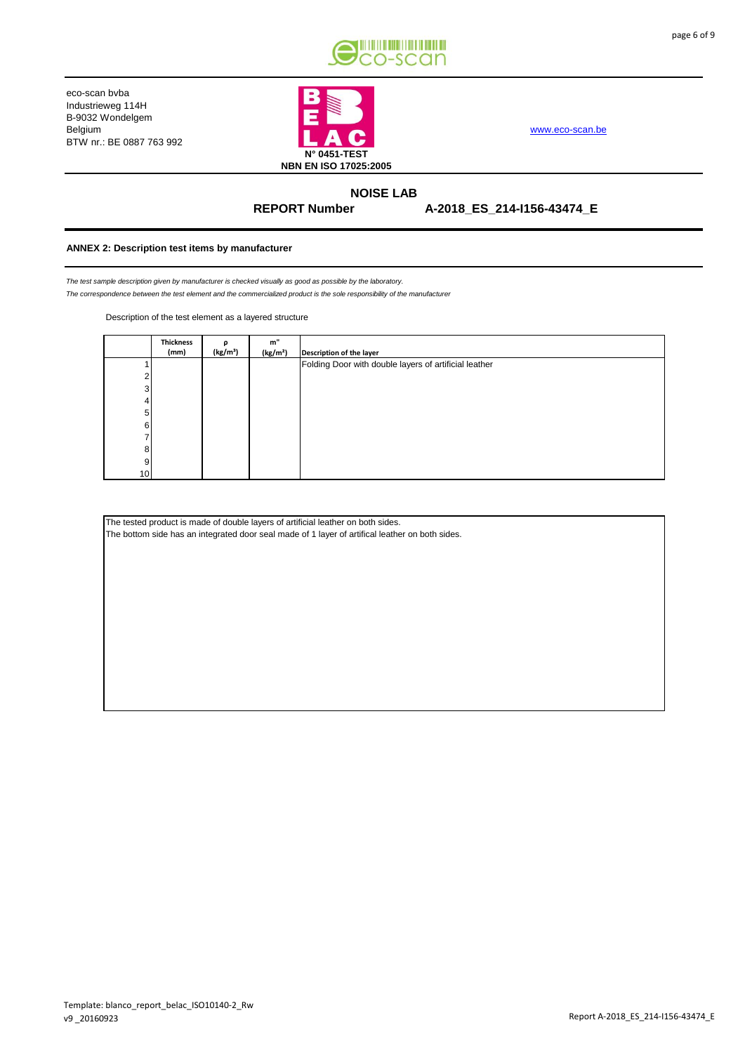eco-scan bvba
Industrieweg 114H
B-9032 Wondelgem
Belgium
BTW nr.: BE 0887 763 992

N° 0451-TEST
NBN EN ISO 17025:2005

www.eco-scan.be

## NOISE LAB

**REPORT Number A-2018_ES_214-I156-43474_E**

### ANNEX 2: Description test items by manufacturer

*The test sample description given by manufacturer is checked visually as good as possible by the laboratory.*
*The correspondence between the test element and the commercialized product is the sole responsibility of the manufacturer*

Description of the test element as a layered structure

| | Thickness (mm) | ρ (kg/m³) | m" (kg/m²) | Description of the layer |
|---|---|---|---|---|
| 1 | | | | Folding Door with double layers of artificial leather |
| 2 | | | | |
| 3 | | | | |
| 4 | | | | |
| 5 | | | | |
| 6 | | | | |
| 7 | | | | |
| 8 | | | | |
| 9 | | | | |
| 10 | | | | |

The tested product is made of double layers of artificial leather on both sides.
The bottom side has an integrated door seal made of 1 layer of artifical leather on both sides.

Template: blanco_report_belac_ISO10140-2_Rw
v9 _20160923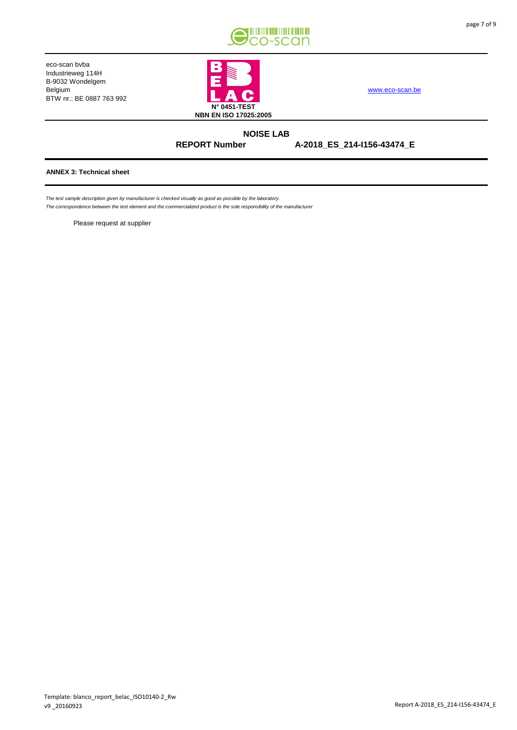eco-scan bvba
Industrieweg 114H
B-9032 Wondelgem
Belgium
BTW nr.: BE 0887 763 992

N° 0451-TEST
NBN EN ISO 17025:2005

www.eco-scan.be

**NOISE LAB**

**REPORT Number** **A-2018_ES_214-I156-43474_E**

**ANNEX 3: Technical sheet**

*The test sample description given by manufacturer is checked visually as good as possible by the laboratory.*
*The correspondence between the test element and the commercialized product is the sole responsibility of the manufacturer*

Please request at supplier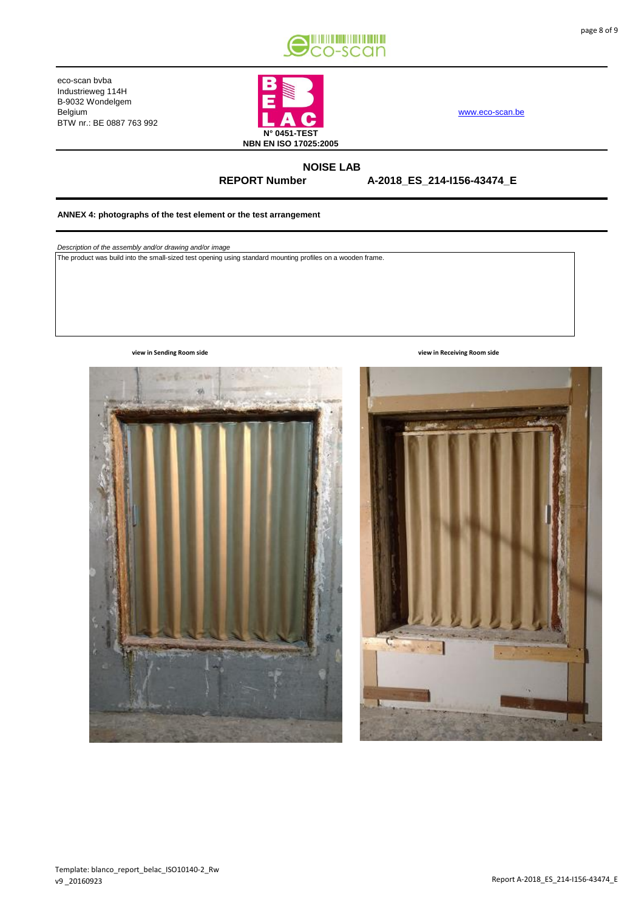eco-scan bvba
Industrieweg 114H
B-9032 Wondelgem
Belgium
BTW nr.: BE 0887 763 992

N° 0451-TEST
NBN EN ISO 17025:2005

www.eco-scan.be

## NOISE LAB

**REPORT Number** **A-2018_ES_214-I156-43474_E**

**ANNEX 4: photographs of the test element or the test arrangement**

*Description of the assembly and/or drawing and/or image*

The product was build into the small-sized test opening using standard mounting profiles on a wooden frame.

**view in Sending Room side**

**view in Receiving Room side**

Template: blanco_report_belac_ISO10140-2_Rw
v9 _20160923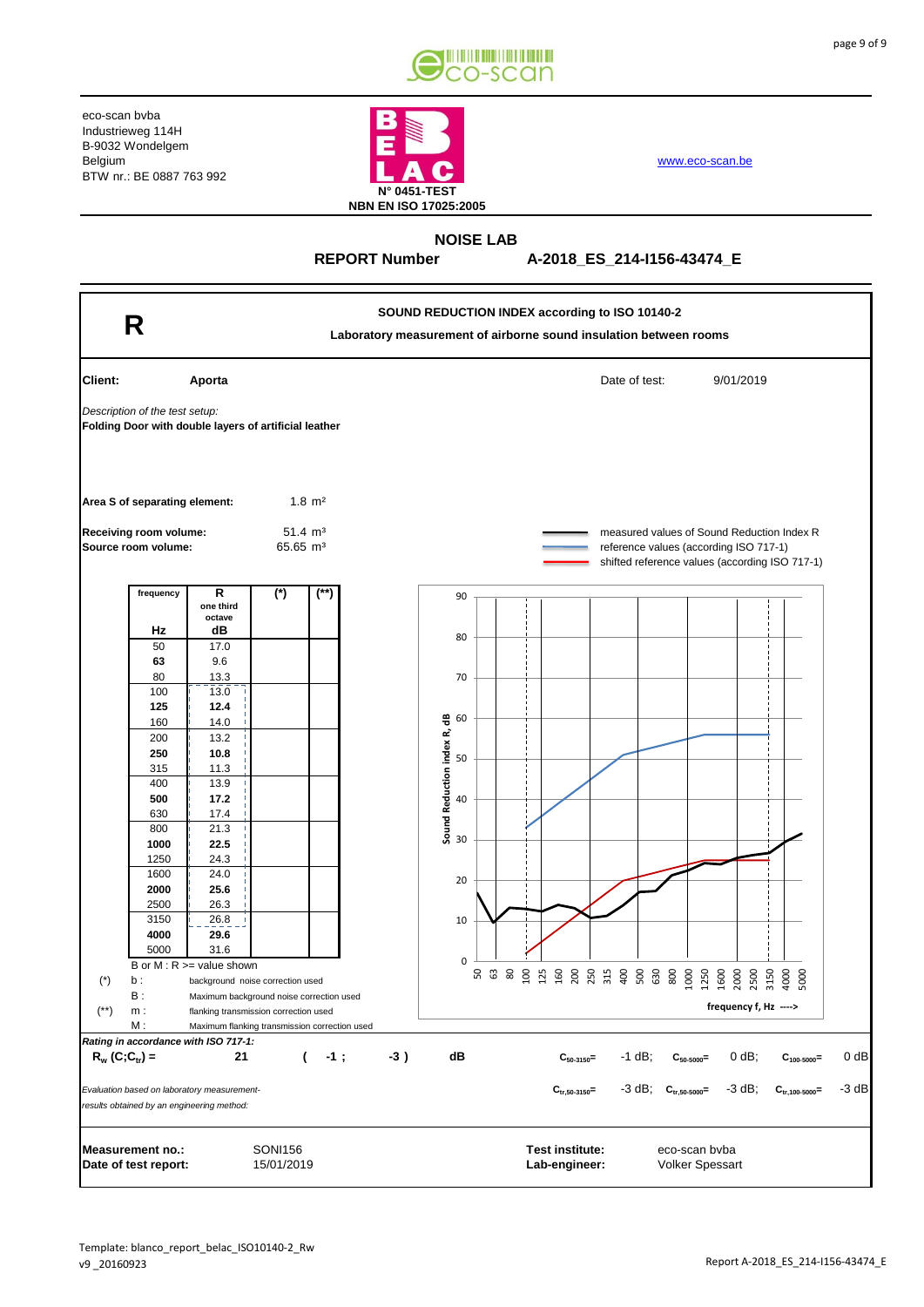eco-scan bvba
Industrieweg 114H
B-9032 Wondelgem
Belgium
BTW nr.: BE 0887 763 992

N° 0451-TEST
NBN EN ISO 17025:2005

www.eco-scan.be

## NOISE LAB

**REPORT Number** **A-2018_ES_214-I156-43474_E**

# R

**SOUND REDUCTION INDEX according to ISO 10140-2**

**Laboratory measurement of airborne sound insulation between rooms**

**Client:** **Aporta**

Date of test: 9/01/2019

*Description of the test setup:*
**Folding Door with double layers of artificial leather**

**Area S of separating element:** 1.8 m²

**Receiving room volume:** 51.4 m³
**Source room volume:** 65.65 m³

| frequency Hz | R one third octave dB | (*) | (**) |
|---|---|---|---|
| 50 | 17.0 | | |
| **63** | 9.6 | | |
| 80 | 13.3 | | |
| 100 | 13.0 | | |
| **125** | **12.4** | | |
| 160 | 14.0 | | |
| 200 | 13.2 | | |
| **250** | **10.8** | | |
| 315 | 11.3 | | |
| 400 | 13.9 | | |
| **500** | **17.2** | | |
| 630 | 17.4 | | |
| 800 | 21.3 | | |
| **1000** | **22.5** | | |
| 1250 | 24.3 | | |
| 1600 | 24.0 | | |
| **2000** | **25.6** | | |
| 2500 | 26.3 | | |
| 3150 | 26.8 | | |
| **4000** | **29.6** | | |
| 5000 | 31.6 | | |

B or M : R >= value shown
(*) b : background noise correction used
B : Maximum background noise correction used
(**) m : flanking transmission correction used
M : Maximum flanking transmission correction used

measured values of Sound Reduction Index R
reference values (according ISO 717-1)
shifted reference values (according ISO 717-1)

Sound Reduction index R, dB
90
80
70
60
50
40
30
20
10
0
50 63 80 100 125 160 200 250 315 400 500 630 800 1000 1250 1600 2000 2500 3150 4000 5000
frequency f, Hz ---->

*Rating in accordance with ISO 717-1:*

**$R_w$ ($C$;$C_{tr}$) = 21 ( -1 ; -3 ) dB**

$C_{50\text{-}3150}$= -1 dB; $C_{50\text{-}5000}$= 0 dB; $C_{100\text{-}5000}$= 0 dB

$C_{tr,50\text{-}3150}$= -3 dB; $C_{tr,50\text{-}5000}$= -3 dB; $C_{tr,100\text{-}5000}$= -3 dB

*Evaluation based on laboratory measurement-*
*results obtained by an engineering method:*

**Measurement no.:** SONI156
**Date of test report:** 15/01/2019

**Test institute:** eco-scan bvba
**Lab-engineer:** Volker Spessart

Template: blanco_report_belac_ISO10140-2_Rw
v9 _20160923